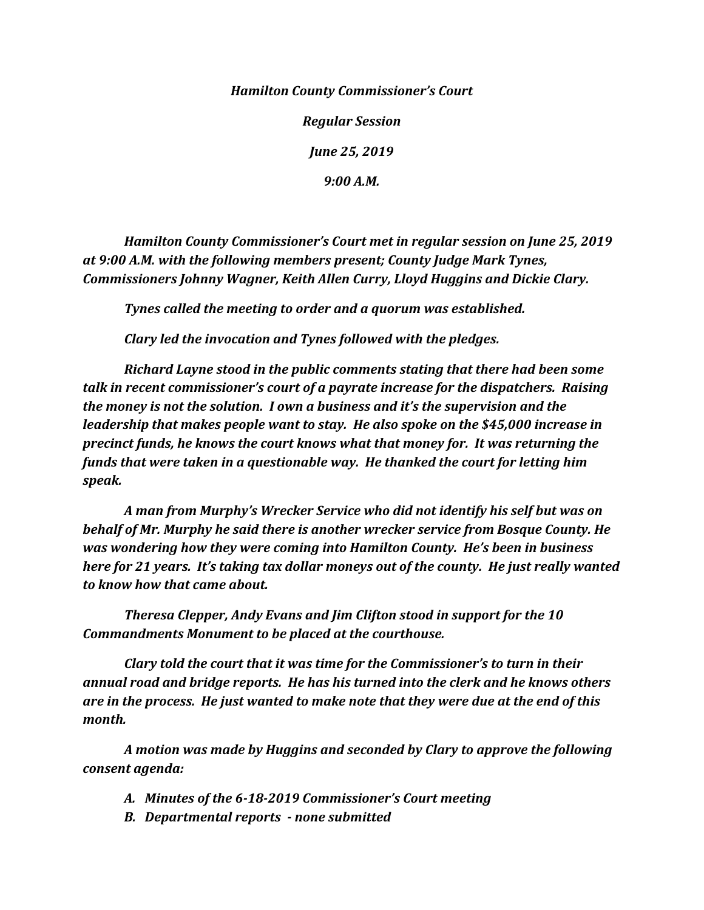***Hamilton County Commissioner's Court***

***Regular Session***

***June 25, 2019***

***9:00 A.M.***

***Hamilton County Commissioner's Court met in regular session on June 25, 2019 at 9:00 A.M. with the following members present; County Judge Mark Tynes, Commissioners Johnny Wagner, Keith Allen Curry, Lloyd Huggins and Dickie Clary.***

***Tynes called the meeting to order and a quorum was established.***

***Clary led the invocation and Tynes followed with the pledges.***

***Richard Layne stood in the public comments stating that there had been some talk in recent commissioner's court of a payrate increase for the dispatchers. Raising the money is not the solution. I own a business and it's the supervision and the leadership that makes people want to stay. He also spoke on the $45,000 increase in precinct funds, he knows the court knows what that money for. It was returning the funds that were taken in a questionable way. He thanked the court for letting him speak.***

***A man from Murphy's Wrecker Service who did not identify his self but was on behalf of Mr. Murphy he said there is another wrecker service from Bosque County. He was wondering how they were coming into Hamilton County. He's been in business here for 21 years. It's taking tax dollar moneys out of the county. He just really wanted to know how that came about.***

***Theresa Clepper, Andy Evans and Jim Clifton stood in support for the 10 Commandments Monument to be placed at the courthouse.***

***Clary told the court that it was time for the Commissioner's to turn in their annual road and bridge reports. He has his turned into the clerk and he knows others are in the process. He just wanted to make note that they were due at the end of this month.***

***A motion was made by Huggins and seconded by Clary to approve the following consent agenda:***

A. ***Minutes of the 6-18-2019 Commissioner's Court meeting***
B. ***Departmental reports - none submitted***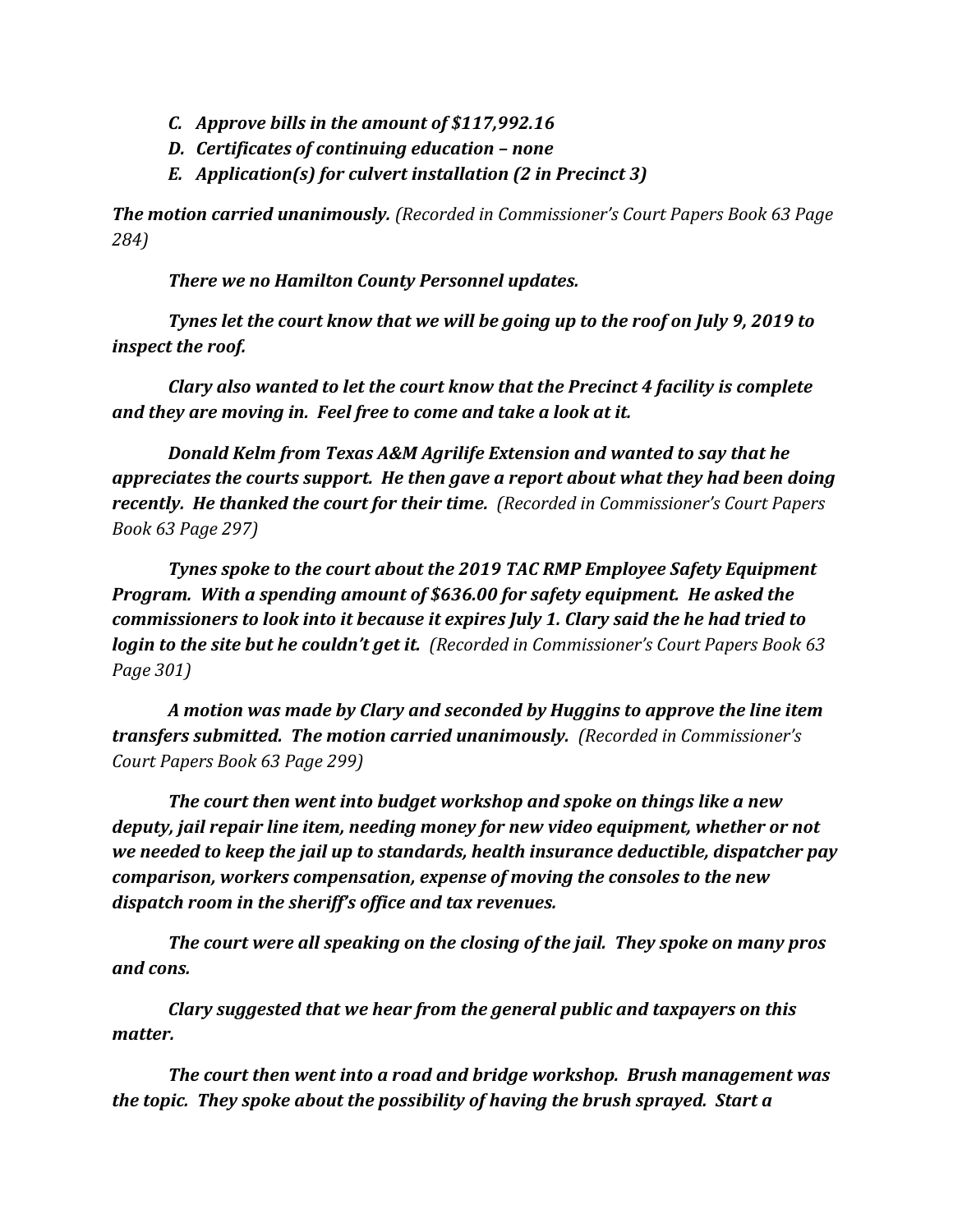*C. Approve bills in the amount of $117,992.16*
*D. Certificates of continuing education – none*
*E. Application(s) for culvert installation (2 in Precinct 3)*

***The motion carried unanimously.*** *(Recorded in Commissioner's Court Papers Book 63 Page 284)*

***There we no Hamilton County Personnel updates.***

***Tynes let the court know that we will be going up to the roof on July 9, 2019 to inspect the roof.***

***Clary also wanted to let the court know that the Precinct 4 facility is complete and they are moving in. Feel free to come and take a look at it.***

***Donald Kelm from Texas A&M Agrilife Extension and wanted to say that he appreciates the courts support. He then gave a report about what they had been doing recently. He thanked the court for their time.*** *(Recorded in Commissioner's Court Papers Book 63 Page 297)*

***Tynes spoke to the court about the 2019 TAC RMP Employee Safety Equipment Program. With a spending amount of $636.00 for safety equipment. He asked the commissioners to look into it because it expires July 1. Clary said the he had tried to login to the site but he couldn't get it.*** *(Recorded in Commissioner's Court Papers Book 63 Page 301)*

***A motion was made by Clary and seconded by Huggins to approve the line item transfers submitted. The motion carried unanimously.*** *(Recorded in Commissioner's Court Papers Book 63 Page 299)*

***The court then went into budget workshop and spoke on things like a new deputy, jail repair line item, needing money for new video equipment, whether or not we needed to keep the jail up to standards, health insurance deductible, dispatcher pay comparison, workers compensation, expense of moving the consoles to the new dispatch room in the sheriff's office and tax revenues.***

***The court were all speaking on the closing of the jail. They spoke on many pros and cons.***

***Clary suggested that we hear from the general public and taxpayers on this matter.***

***The court then went into a road and bridge workshop. Brush management was the topic. They spoke about the possibility of having the brush sprayed. Start a***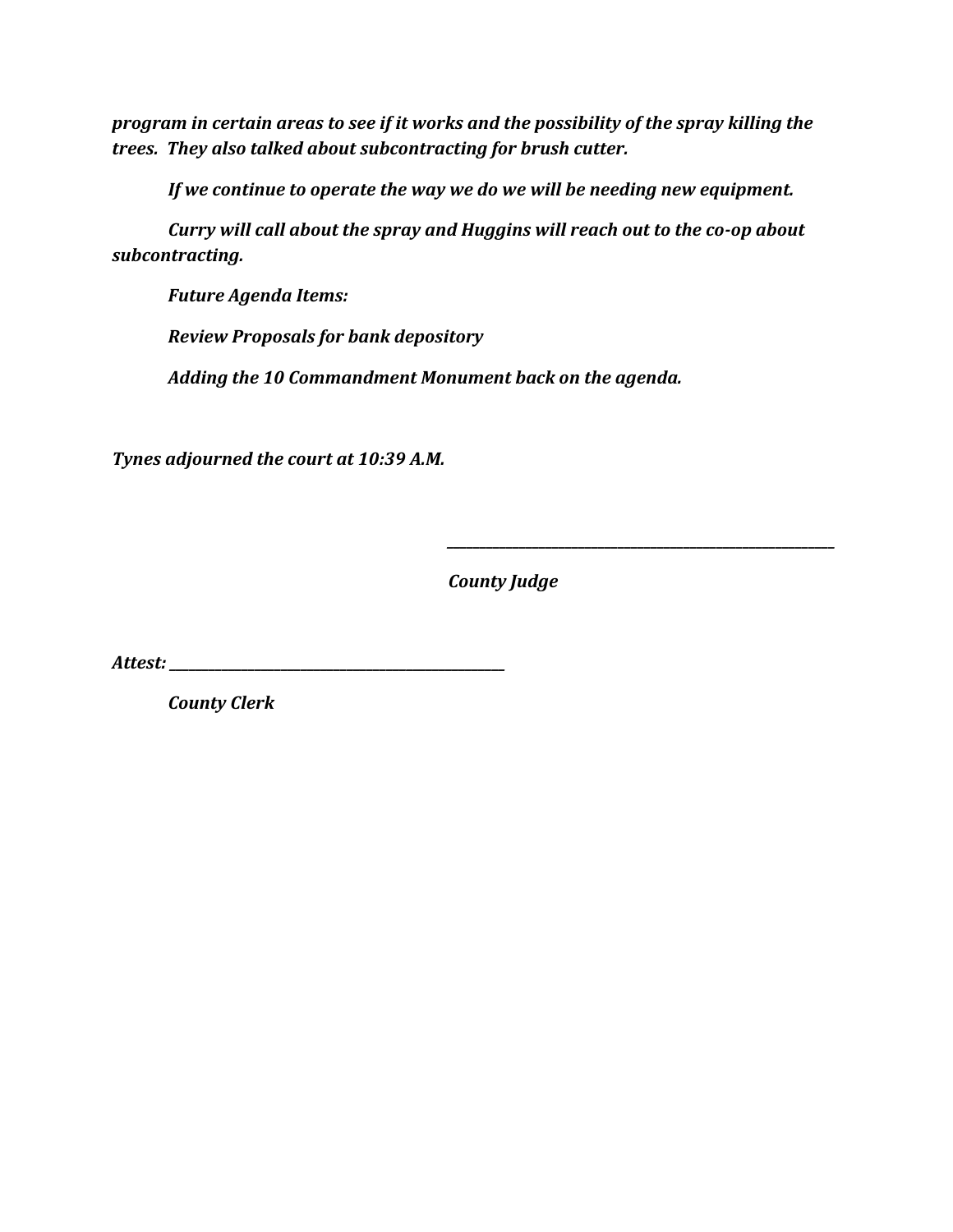*program in certain areas to see if it works and the possibility of the spray killing the trees. They also talked about subcontracting for brush cutter.*

*If we continue to operate the way we do we will be needing new equipment.*

*Curry will call about the spray and Huggins will reach out to the co-op about subcontracting.*

*Future Agenda Items:*

*Review Proposals for bank depository*

*Adding the 10 Commandment Monument back on the agenda.*

*Tynes adjourned the court at 10:39 A.M.*

_______________________________

*County Judge*

*Attest:* ____________________________

*County Clerk*